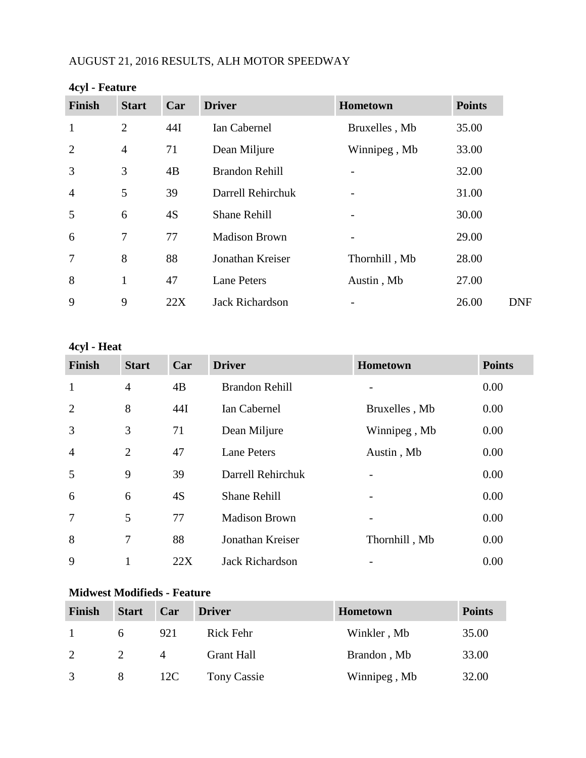AUGUST 21, 2016 RESULTS, ALH MOTOR SPEEDWAY

**4cyl - Feature**

| Finish | Start | Car | Driver | Hometown | Points | |
|---|---|---|---|---|---|---|
| 1 | 2 | 44I | Ian Cabernel | Bruxelles , Mb | 35.00 | |
| 2 | 4 | 71 | Dean Miljure | Winnipeg , Mb | 33.00 | |
| 3 | 3 | 4B | Brandon Rehill | - | 32.00 | |
| 4 | 5 | 39 | Darrell Rehirchuk | - | 31.00 | |
| 5 | 6 | 4S | Shane Rehill | - | 30.00 | |
| 6 | 7 | 77 | Madison Brown | - | 29.00 | |
| 7 | 8 | 88 | Jonathan Kreiser | Thornhill , Mb | 28.00 | |
| 8 | 1 | 47 | Lane Peters | Austin , Mb | 27.00 | |
| 9 | 9 | 22X | Jack Richardson | - | 26.00 | DNF |

**4cyl - Heat**

| Finish | Start | Car | Driver | Hometown | Points |
|---|---|---|---|---|---|
| 1 | 4 | 4B | Brandon Rehill | - | 0.00 |
| 2 | 8 | 44I | Ian Cabernel | Bruxelles , Mb | 0.00 |
| 3 | 3 | 71 | Dean Miljure | Winnipeg , Mb | 0.00 |
| 4 | 2 | 47 | Lane Peters | Austin , Mb | 0.00 |
| 5 | 9 | 39 | Darrell Rehirchuk | - | 0.00 |
| 6 | 6 | 4S | Shane Rehill | - | 0.00 |
| 7 | 5 | 77 | Madison Brown | - | 0.00 |
| 8 | 7 | 88 | Jonathan Kreiser | Thornhill , Mb | 0.00 |
| 9 | 1 | 22X | Jack Richardson | - | 0.00 |

**Midwest Modifieds - Feature**

| Finish | Start | Car | Driver | Hometown | Points |
|---|---|---|---|---|---|
| 1 | 6 | 921 | Rick Fehr | Winkler , Mb | 35.00 |
| 2 | 2 | 4 | Grant Hall | Brandon , Mb | 33.00 |
| 3 | 8 | 12C | Tony Cassie | Winnipeg , Mb | 32.00 |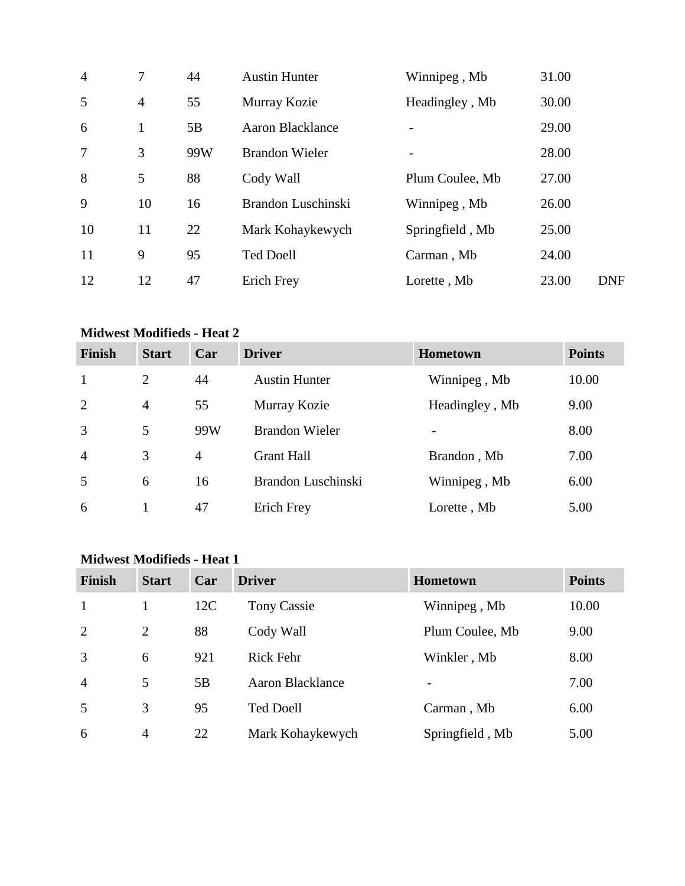| | | | | | | |
|---|---|---|---|---|---|---|
| 4 | 7 | 44 | Austin Hunter | Winnipeg , Mb | 31.00 | |
| 5 | 4 | 55 | Murray Kozie | Headingley , Mb | 30.00 | |
| 6 | 1 | 5B | Aaron Blacklance | - | 29.00 | |
| 7 | 3 | 99W | Brandon Wieler | - | 28.00 | |
| 8 | 5 | 88 | Cody Wall | Plum Coulee, Mb | 27.00 | |
| 9 | 10 | 16 | Brandon Luschinski | Winnipeg , Mb | 26.00 | |
| 10 | 11 | 22 | Mark Kohaykewych | Springfield , Mb | 25.00 | |
| 11 | 9 | 95 | Ted Doell | Carman , Mb | 24.00 | |
| 12 | 12 | 47 | Erich Frey | Lorette , Mb | 23.00 | DNF |

**Midwest Modifieds - Heat 2**

| Finish | Start | Car | Driver | Hometown | Points |
|---|---|---|---|---|---|
| 1 | 2 | 44 | Austin Hunter | Winnipeg , Mb | 10.00 |
| 2 | 4 | 55 | Murray Kozie | Headingley , Mb | 9.00 |
| 3 | 5 | 99W | Brandon Wieler | - | 8.00 |
| 4 | 3 | 4 | Grant Hall | Brandon , Mb | 7.00 |
| 5 | 6 | 16 | Brandon Luschinski | Winnipeg , Mb | 6.00 |
| 6 | 1 | 47 | Erich Frey | Lorette , Mb | 5.00 |

**Midwest Modifieds - Heat 1**

| Finish | Start | Car | Driver | Hometown | Points |
|---|---|---|---|---|---|
| 1 | 1 | 12C | Tony Cassie | Winnipeg , Mb | 10.00 |
| 2 | 2 | 88 | Cody Wall | Plum Coulee, Mb | 9.00 |
| 3 | 6 | 921 | Rick Fehr | Winkler , Mb | 8.00 |
| 4 | 5 | 5B | Aaron Blacklance | - | 7.00 |
| 5 | 3 | 95 | Ted Doell | Carman , Mb | 6.00 |
| 6 | 4 | 22 | Mark Kohaykewych | Springfield , Mb | 5.00 |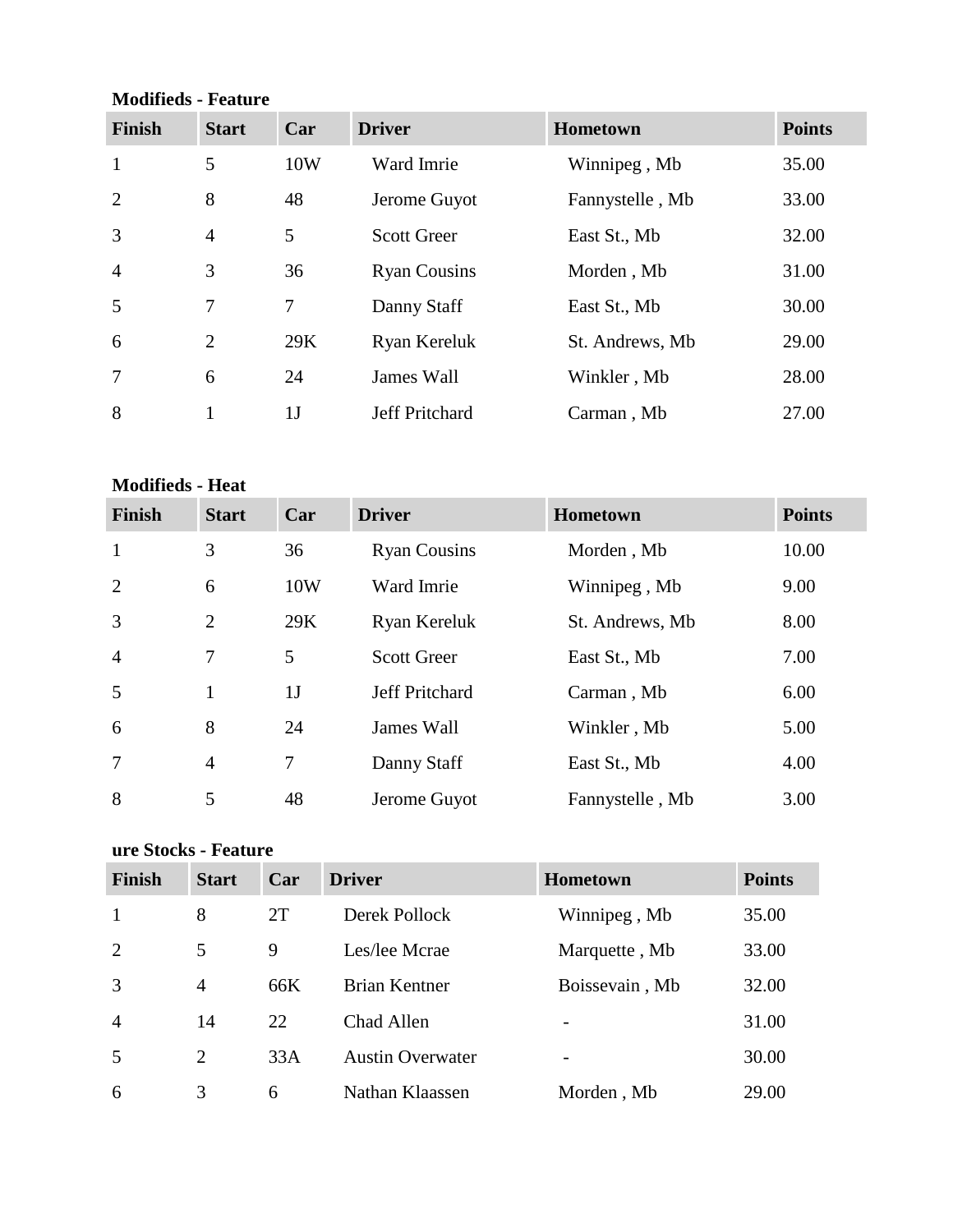**Modifieds - Feature**

| Finish | Start | Car | Driver | Hometown | Points |
|---|---|---|---|---|---|
| 1 | 5 | 10W | Ward Imrie | Winnipeg , Mb | 35.00 |
| 2 | 8 | 48 | Jerome Guyot | Fannystelle , Mb | 33.00 |
| 3 | 4 | 5 | Scott Greer | East St., Mb | 32.00 |
| 4 | 3 | 36 | Ryan Cousins | Morden , Mb | 31.00 |
| 5 | 7 | 7 | Danny Staff | East St., Mb | 30.00 |
| 6 | 2 | 29K | Ryan Kereluk | St. Andrews, Mb | 29.00 |
| 7 | 6 | 24 | James Wall | Winkler , Mb | 28.00 |
| 8 | 1 | 1J | Jeff Pritchard | Carman , Mb | 27.00 |

**Modifieds - Heat**

| Finish | Start | Car | Driver | Hometown | Points |
|---|---|---|---|---|---|
| 1 | 3 | 36 | Ryan Cousins | Morden , Mb | 10.00 |
| 2 | 6 | 10W | Ward Imrie | Winnipeg , Mb | 9.00 |
| 3 | 2 | 29K | Ryan Kereluk | St. Andrews, Mb | 8.00 |
| 4 | 7 | 5 | Scott Greer | East St., Mb | 7.00 |
| 5 | 1 | 1J | Jeff Pritchard | Carman , Mb | 6.00 |
| 6 | 8 | 24 | James Wall | Winkler , Mb | 5.00 |
| 7 | 4 | 7 | Danny Staff | East St., Mb | 4.00 |
| 8 | 5 | 48 | Jerome Guyot | Fannystelle , Mb | 3.00 |

**ure Stocks - Feature**

| Finish | Start | Car | Driver | Hometown | Points |
|---|---|---|---|---|---|
| 1 | 8 | 2T | Derek Pollock | Winnipeg , Mb | 35.00 |
| 2 | 5 | 9 | Les/lee Mcrae | Marquette , Mb | 33.00 |
| 3 | 4 | 66K | Brian Kentner | Boissevain , Mb | 32.00 |
| 4 | 14 | 22 | Chad Allen | - | 31.00 |
| 5 | 2 | 33A | Austin Overwater | - | 30.00 |
| 6 | 3 | 6 | Nathan Klaassen | Morden , Mb | 29.00 |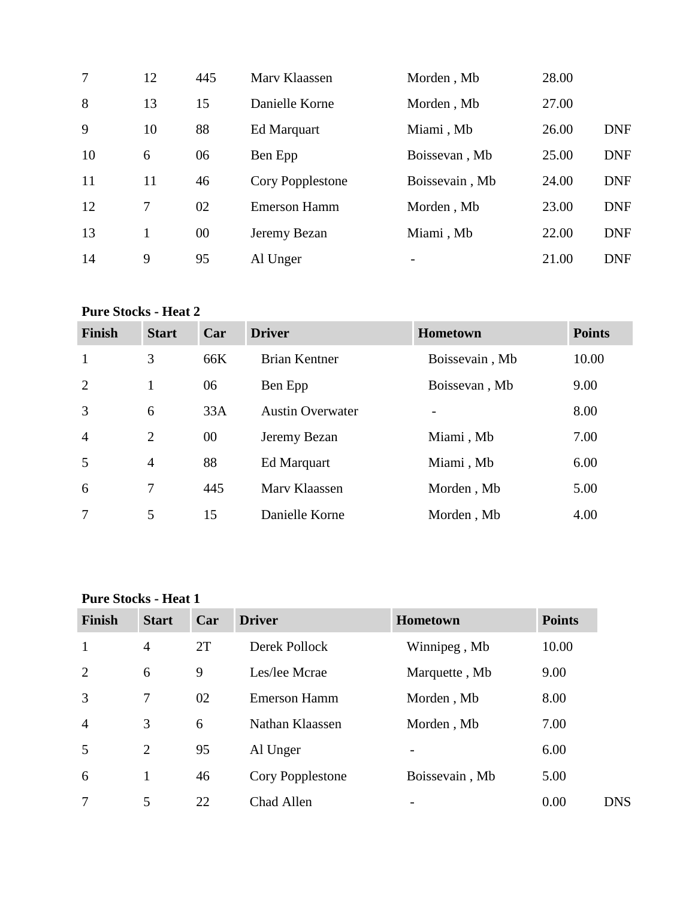| | | | | | | |
|---|---|---|---|---|---|---|
| 7 | 12 | 445 | Marv Klaassen | Morden , Mb | 28.00 | |
| 8 | 13 | 15 | Danielle Korne | Morden , Mb | 27.00 | |
| 9 | 10 | 88 | Ed Marquart | Miami , Mb | 26.00 | DNF |
| 10 | 6 | 06 | Ben Epp | Boissevan , Mb | 25.00 | DNF |
| 11 | 11 | 46 | Cory Popplestone | Boissevain , Mb | 24.00 | DNF |
| 12 | 7 | 02 | Emerson Hamm | Morden , Mb | 23.00 | DNF |
| 13 | 1 | 00 | Jeremy Bezan | Miami , Mb | 22.00 | DNF |
| 14 | 9 | 95 | Al Unger | - | 21.00 | DNF |

**Pure Stocks - Heat 2**

| Finish | Start | Car | Driver | Hometown | Points |
|---|---|---|---|---|---|
| 1 | 3 | 66K | Brian Kentner | Boissevain , Mb | 10.00 |
| 2 | 1 | 06 | Ben Epp | Boissevan , Mb | 9.00 |
| 3 | 6 | 33A | Austin Overwater | - | 8.00 |
| 4 | 2 | 00 | Jeremy Bezan | Miami , Mb | 7.00 |
| 5 | 4 | 88 | Ed Marquart | Miami , Mb | 6.00 |
| 6 | 7 | 445 | Marv Klaassen | Morden , Mb | 5.00 |
| 7 | 5 | 15 | Danielle Korne | Morden , Mb | 4.00 |

**Pure Stocks - Heat 1**

| Finish | Start | Car | Driver | Hometown | Points | |
|---|---|---|---|---|---|---|
| 1 | 4 | 2T | Derek Pollock | Winnipeg , Mb | 10.00 | |
| 2 | 6 | 9 | Les/lee Mcrae | Marquette , Mb | 9.00 | |
| 3 | 7 | 02 | Emerson Hamm | Morden , Mb | 8.00 | |
| 4 | 3 | 6 | Nathan Klaassen | Morden , Mb | 7.00 | |
| 5 | 2 | 95 | Al Unger | - | 6.00 | |
| 6 | 1 | 46 | Cory Popplestone | Boissevain , Mb | 5.00 | |
| 7 | 5 | 22 | Chad Allen | - | 0.00 | DNS |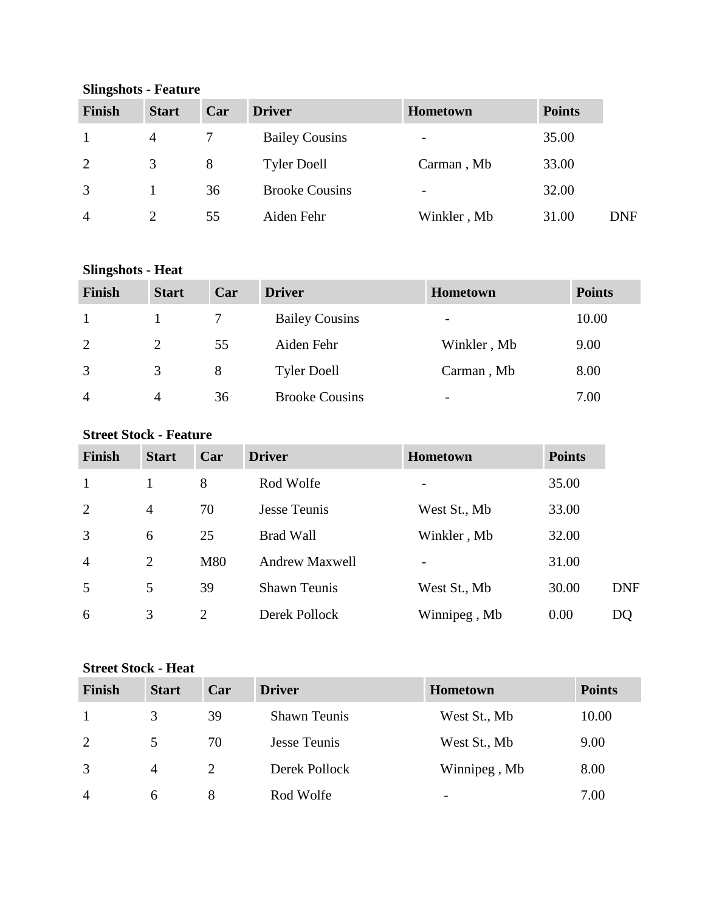**Slingshots - Feature**

| Finish | Start | Car | Driver | Hometown | Points | |
|---|---|---|---|---|---|---|
| 1 | 4 | 7 | Bailey Cousins | - | 35.00 | |
| 2 | 3 | 8 | Tyler Doell | Carman , Mb | 33.00 | |
| 3 | 1 | 36 | Brooke Cousins | - | 32.00 | |
| 4 | 2 | 55 | Aiden Fehr | Winkler , Mb | 31.00 | DNF |

**Slingshots - Heat**

| Finish | Start | Car | Driver | Hometown | Points |
|---|---|---|---|---|---|
| 1 | 1 | 7 | Bailey Cousins | - | 10.00 |
| 2 | 2 | 55 | Aiden Fehr | Winkler , Mb | 9.00 |
| 3 | 3 | 8 | Tyler Doell | Carman , Mb | 8.00 |
| 4 | 4 | 36 | Brooke Cousins | - | 7.00 |

**Street Stock - Feature**

| Finish | Start | Car | Driver | Hometown | Points | |
|---|---|---|---|---|---|---|
| 1 | 1 | 8 | Rod Wolfe | - | 35.00 | |
| 2 | 4 | 70 | Jesse Teunis | West St., Mb | 33.00 | |
| 3 | 6 | 25 | Brad Wall | Winkler , Mb | 32.00 | |
| 4 | 2 | M80 | Andrew Maxwell | - | 31.00 | |
| 5 | 5 | 39 | Shawn Teunis | West St., Mb | 30.00 | DNF |
| 6 | 3 | 2 | Derek Pollock | Winnipeg , Mb | 0.00 | DQ |

**Street Stock - Heat**

| Finish | Start | Car | Driver | Hometown | Points |
|---|---|---|---|---|---|
| 1 | 3 | 39 | Shawn Teunis | West St., Mb | 10.00 |
| 2 | 5 | 70 | Jesse Teunis | West St., Mb | 9.00 |
| 3 | 4 | 2 | Derek Pollock | Winnipeg , Mb | 8.00 |
| 4 | 6 | 8 | Rod Wolfe | - | 7.00 |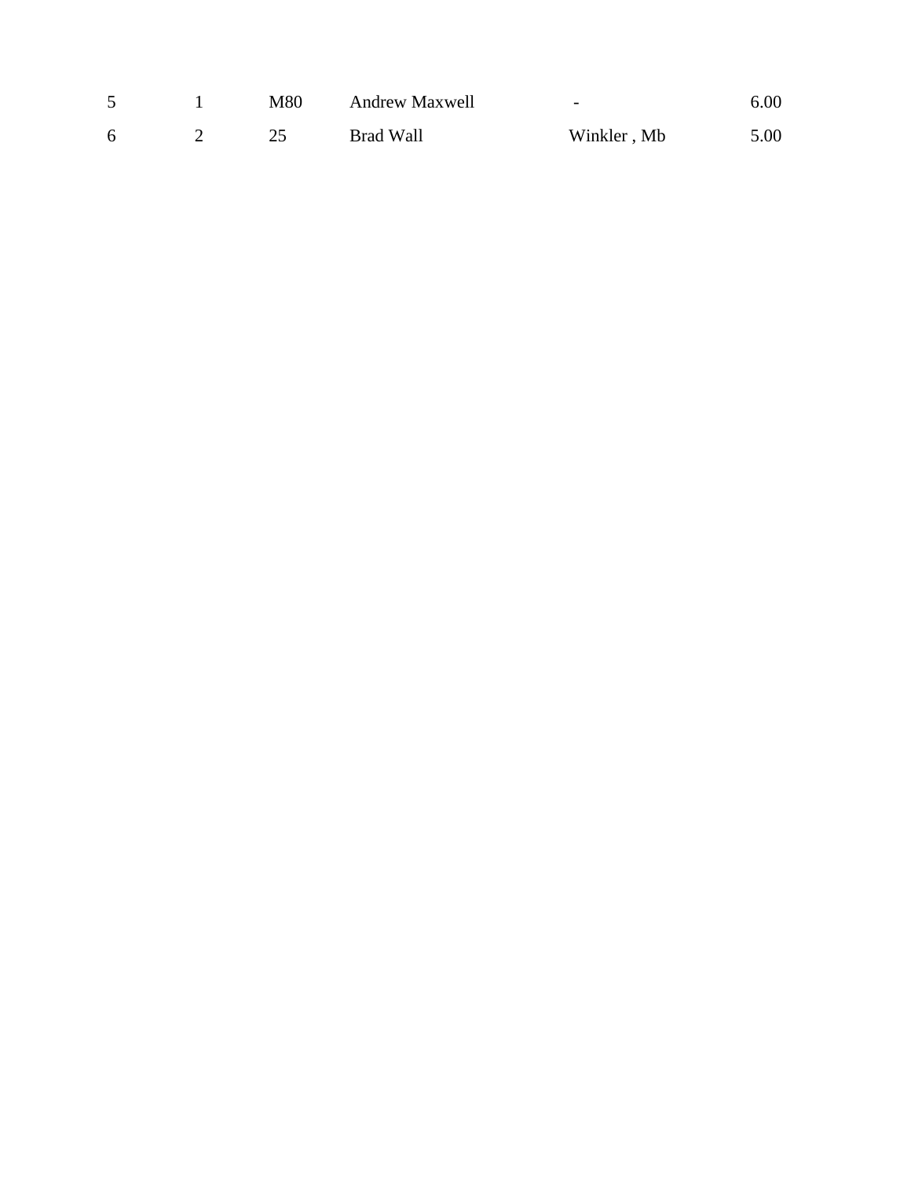| | | | | | |
|---|---|---|---|---|---|
| 5 | 1 | M80 | Andrew Maxwell | - | 6.00 |
| 6 | 2 | 25 | Brad Wall | Winkler , Mb | 5.00 |